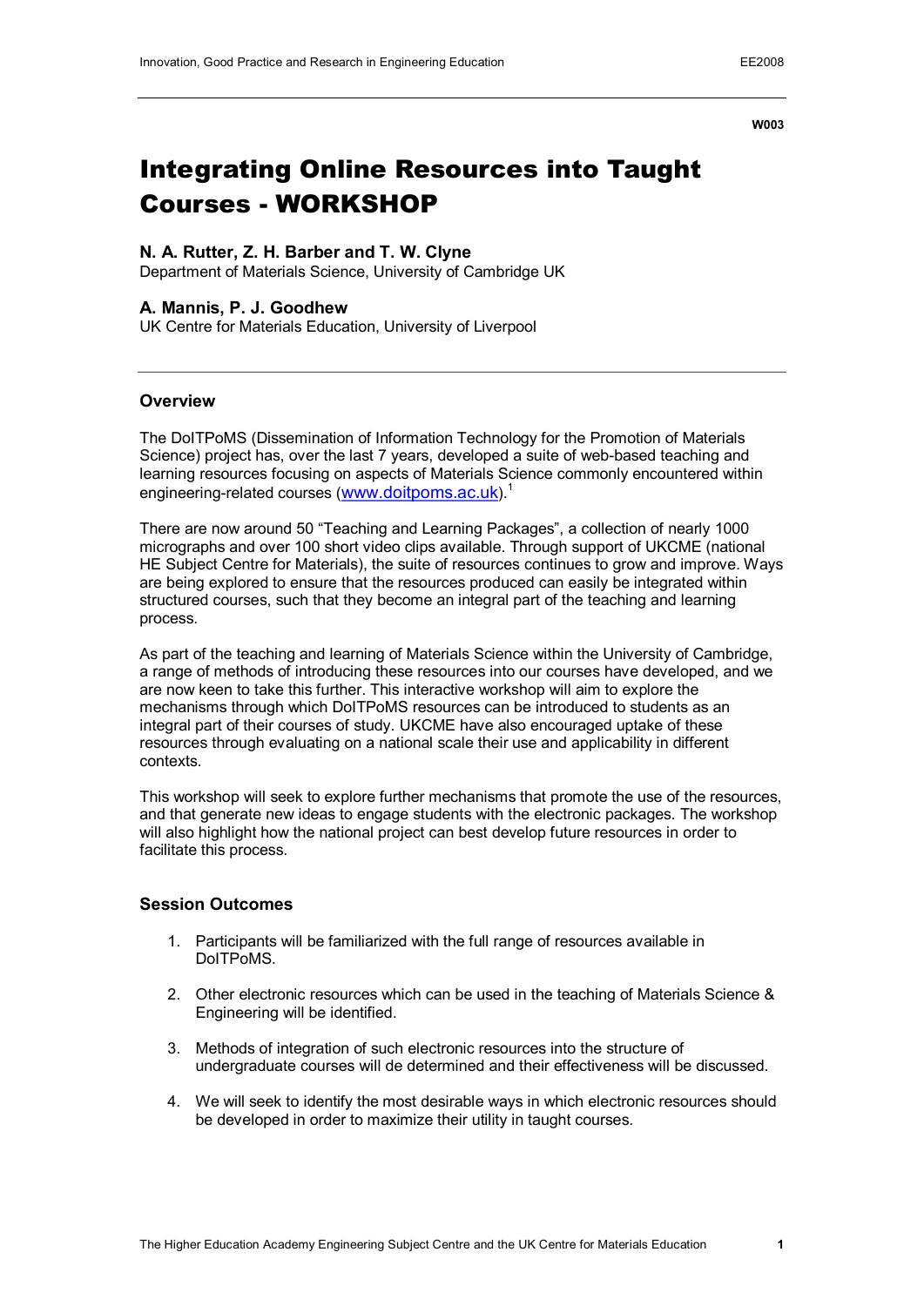W003

# Integrating Online Resources into Taught Courses - WORKSHOP

**N. A. Rutter, Z. H. Barber and T. W. Clyne**
Department of Materials Science, University of Cambridge UK

**A. Mannis, P. J. Goodhew**
UK Centre for Materials Education, University of Liverpool

## Overview

The DoITPoMS (Dissemination of Information Technology for the Promotion of Materials Science) project has, over the last 7 years, developed a suite of web-based teaching and learning resources focusing on aspects of Materials Science commonly encountered within engineering-related courses (www.doitpoms.ac.uk).[1]

There are now around 50 "Teaching and Learning Packages", a collection of nearly 1000 micrographs and over 100 short video clips available. Through support of UKCME (national HE Subject Centre for Materials), the suite of resources continues to grow and improve. Ways are being explored to ensure that the resources produced can easily be integrated within structured courses, such that they become an integral part of the teaching and learning process.

As part of the teaching and learning of Materials Science within the University of Cambridge, a range of methods of introducing these resources into our courses have developed, and we are now keen to take this further. This interactive workshop will aim to explore the mechanisms through which DoITPoMS resources can be introduced to students as an integral part of their courses of study. UKCME have also encouraged uptake of these resources through evaluating on a national scale their use and applicability in different contexts.

This workshop will seek to explore further mechanisms that promote the use of the resources, and that generate new ideas to engage students with the electronic packages. The workshop will also highlight how the national project can best develop future resources in order to facilitate this process.

## Session Outcomes

1. Participants will be familiarized with the full range of resources available in DoITPoMS.
2. Other electronic resources which can be used in the teaching of Materials Science & Engineering will be identified.
3. Methods of integration of such electronic resources into the structure of undergraduate courses will de determined and their effectiveness will be discussed.
4. We will seek to identify the most desirable ways in which electronic resources should be developed in order to maximize their utility in taught courses.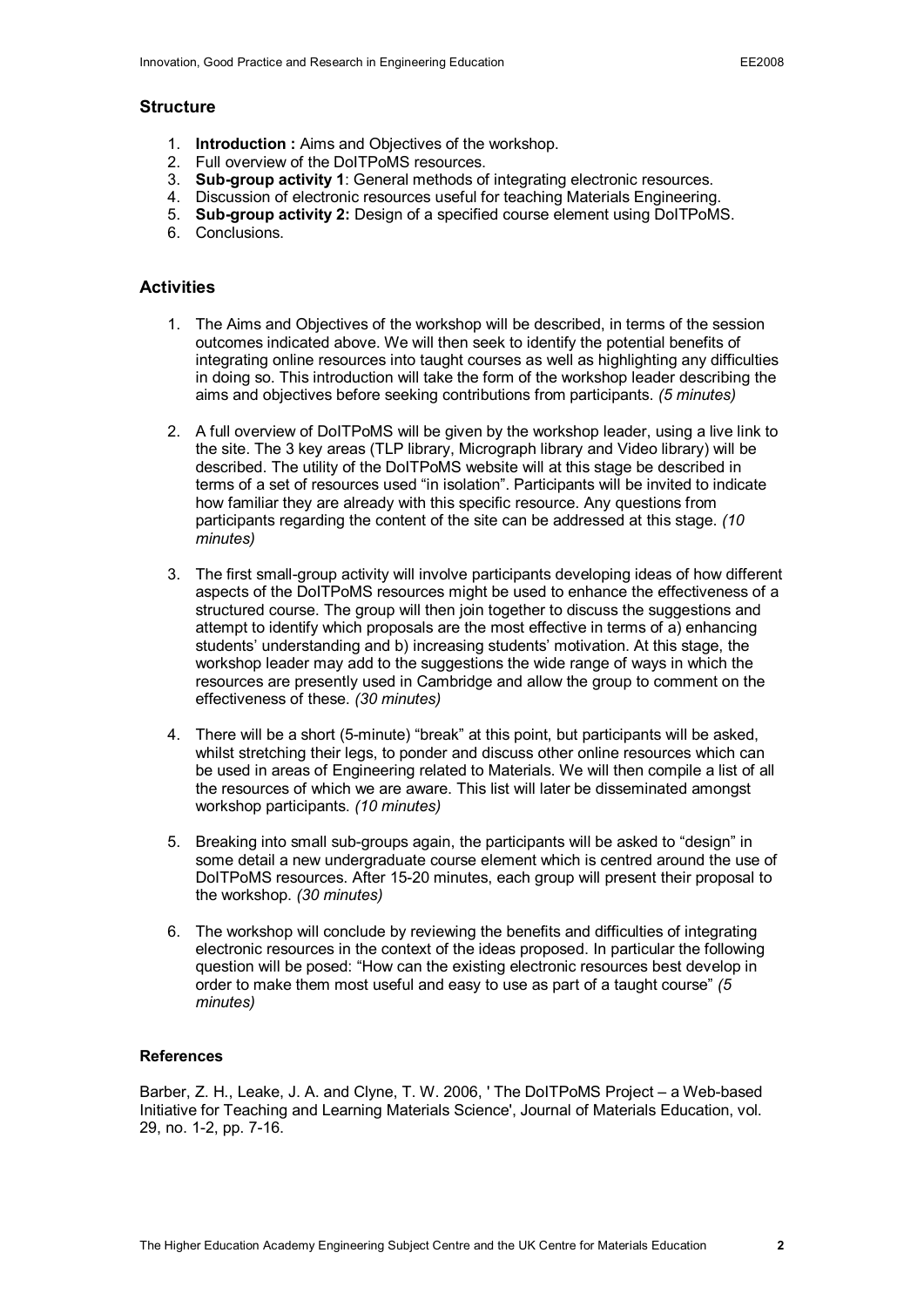## Structure

1. **Introduction :** Aims and Objectives of the workshop.
2. Full overview of the DoITPoMS resources.
3. **Sub-group activity 1**: General methods of integrating electronic resources.
4. Discussion of electronic resources useful for teaching Materials Engineering.
5. **Sub-group activity 2:** Design of a specified course element using DoITPoMS.
6. Conclusions.

## Activities

1. The Aims and Objectives of the workshop will be described, in terms of the session outcomes indicated above. We will then seek to identify the potential benefits of integrating online resources into taught courses as well as highlighting any difficulties in doing so. This introduction will take the form of the workshop leader describing the aims and objectives before seeking contributions from participants. *(5 minutes)*

2. A full overview of DoITPoMS will be given by the workshop leader, using a live link to the site. The 3 key areas (TLP library, Micrograph library and Video library) will be described. The utility of the DoITPoMS website will at this stage be described in terms of a set of resources used "in isolation". Participants will be invited to indicate how familiar they are already with this specific resource. Any questions from participants regarding the content of the site can be addressed at this stage. *(10 minutes)*

3. The first small-group activity will involve participants developing ideas of how different aspects of the DoITPoMS resources might be used to enhance the effectiveness of a structured course. The group will then join together to discuss the suggestions and attempt to identify which proposals are the most effective in terms of a) enhancing students' understanding and b) increasing students' motivation. At this stage, the workshop leader may add to the suggestions the wide range of ways in which the resources are presently used in Cambridge and allow the group to comment on the effectiveness of these. *(30 minutes)*

4. There will be a short (5-minute) "break" at this point, but participants will be asked, whilst stretching their legs, to ponder and discuss other online resources which can be used in areas of Engineering related to Materials. We will then compile a list of all the resources of which we are aware. This list will later be disseminated amongst workshop participants. *(10 minutes)*

5. Breaking into small sub-groups again, the participants will be asked to "design" in some detail a new undergraduate course element which is centred around the use of DoITPoMS resources. After 15-20 minutes, each group will present their proposal to the workshop. *(30 minutes)*

6. The workshop will conclude by reviewing the benefits and difficulties of integrating electronic resources in the context of the ideas proposed. In particular the following question will be posed: "How can the existing electronic resources best develop in order to make them most useful and easy to use as part of a taught course" *(5 minutes)*

### References

Barber, Z. H., Leake, J. A. and Clyne, T. W. 2006, ' The DoITPoMS Project – a Web-based Initiative for Teaching and Learning Materials Science', Journal of Materials Education, vol. 29, no. 1-2, pp. 7-16.